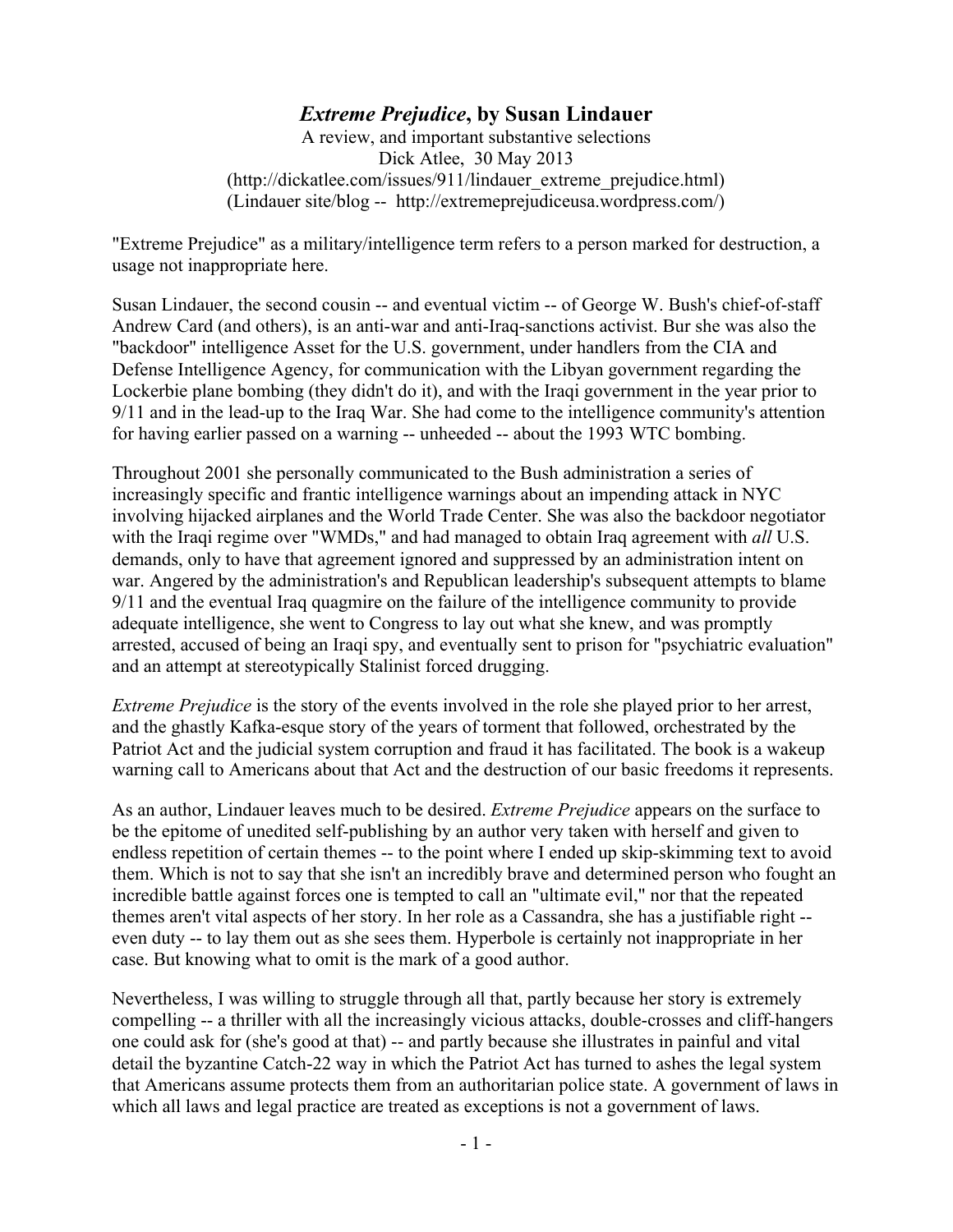# *Extreme Prejudice*, by Susan Lindauer

A review, and important substantive selections
Dick Atlee, 30 May 2013
(http://dickatlee.com/issues/911/lindauer_extreme_prejudice.html)
(Lindauer site/blog -- http://extremeprejudiceusa.wordpress.com/)

"Extreme Prejudice" as a military/intelligence term refers to a person marked for destruction, a usage not inappropriate here.

Susan Lindauer, the second cousin -- and eventual victim -- of George W. Bush's chief-of-staff Andrew Card (and others), is an anti-war and anti-Iraq-sanctions activist. Bur she was also the "backdoor" intelligence Asset for the U.S. government, under handlers from the CIA and Defense Intelligence Agency, for communication with the Libyan government regarding the Lockerbie plane bombing (they didn't do it), and with the Iraqi government in the year prior to 9/11 and in the lead-up to the Iraq War. She had come to the intelligence community's attention for having earlier passed on a warning -- unheeded -- about the 1993 WTC bombing.

Throughout 2001 she personally communicated to the Bush administration a series of increasingly specific and frantic intelligence warnings about an impending attack in NYC involving hijacked airplanes and the World Trade Center. She was also the backdoor negotiator with the Iraqi regime over "WMDs," and had managed to obtain Iraq agreement with *all* U.S. demands, only to have that agreement ignored and suppressed by an administration intent on war. Angered by the administration's and Republican leadership's subsequent attempts to blame 9/11 and the eventual Iraq quagmire on the failure of the intelligence community to provide adequate intelligence, she went to Congress to lay out what she knew, and was promptly arrested, accused of being an Iraqi spy, and eventually sent to prison for "psychiatric evaluation" and an attempt at stereotypically Stalinist forced drugging.

*Extreme Prejudice* is the story of the events involved in the role she played prior to her arrest, and the ghastly Kafka-esque story of the years of torment that followed, orchestrated by the Patriot Act and the judicial system corruption and fraud it has facilitated. The book is a wakeup warning call to Americans about that Act and the destruction of our basic freedoms it represents.

As an author, Lindauer leaves much to be desired. *Extreme Prejudice* appears on the surface to be the epitome of unedited self-publishing by an author very taken with herself and given to endless repetition of certain themes -- to the point where I ended up skip-skimming text to avoid them. Which is not to say that she isn't an incredibly brave and determined person who fought an incredible battle against forces one is tempted to call an "ultimate evil," nor that the repeated themes aren't vital aspects of her story. In her role as a Cassandra, she has a justifiable right -- even duty -- to lay them out as she sees them. Hyperbole is certainly not inappropriate in her case. But knowing what to omit is the mark of a good author.

Nevertheless, I was willing to struggle through all that, partly because her story is extremely compelling -- a thriller with all the increasingly vicious attacks, double-crosses and cliff-hangers one could ask for (she's good at that) -- and partly because she illustrates in painful and vital detail the byzantine Catch-22 way in which the Patriot Act has turned to ashes the legal system that Americans assume protects them from an authoritarian police state. A government of laws in which all laws and legal practice are treated as exceptions is not a government of laws.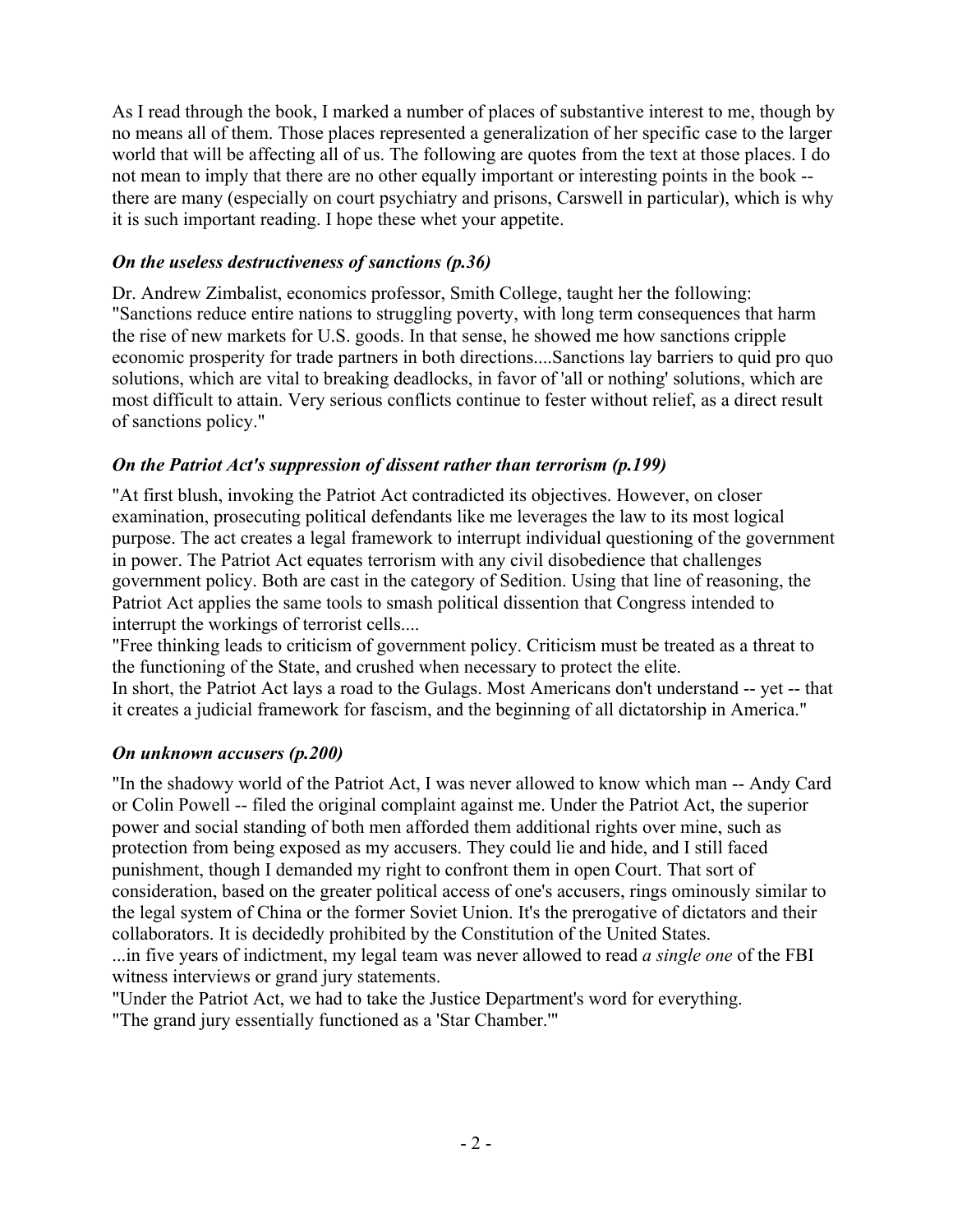As I read through the book, I marked a number of places of substantive interest to me, though by no means all of them. Those places represented a generalization of her specific case to the larger world that will be affecting all of us. The following are quotes from the text at those places. I do not mean to imply that there are no other equally important or interesting points in the book -- there are many (especially on court psychiatry and prisons, Carswell in particular), which is why it is such important reading. I hope these whet your appetite.

### *On the useless destructiveness of sanctions (p.36)*

Dr. Andrew Zimbalist, economics professor, Smith College, taught her the following: "Sanctions reduce entire nations to struggling poverty, with long term consequences that harm the rise of new markets for U.S. goods. In that sense, he showed me how sanctions cripple economic prosperity for trade partners in both directions....Sanctions lay barriers to quid pro quo solutions, which are vital to breaking deadlocks, in favor of 'all or nothing' solutions, which are most difficult to attain. Very serious conflicts continue to fester without relief, as a direct result of sanctions policy."

### *On the Patriot Act's suppression of dissent rather than terrorism (p.199)*

"At first blush, invoking the Patriot Act contradicted its objectives. However, on closer examination, prosecuting political defendants like me leverages the law to its most logical purpose. The act creates a legal framework to interrupt individual questioning of the government in power. The Patriot Act equates terrorism with any civil disobedience that challenges government policy. Both are cast in the category of Sedition. Using that line of reasoning, the Patriot Act applies the same tools to smash political dissention that Congress intended to interrupt the workings of terrorist cells....

"Free thinking leads to criticism of government policy. Criticism must be treated as a threat to the functioning of the State, and crushed when necessary to protect the elite.

In short, the Patriot Act lays a road to the Gulags. Most Americans don't understand -- yet -- that it creates a judicial framework for fascism, and the beginning of all dictatorship in America."

### *On unknown accusers (p.200)*

"In the shadowy world of the Patriot Act, I was never allowed to know which man -- Andy Card or Colin Powell -- filed the original complaint against me. Under the Patriot Act, the superior power and social standing of both men afforded them additional rights over mine, such as protection from being exposed as my accusers. They could lie and hide, and I still faced punishment, though I demanded my right to confront them in open Court. That sort of consideration, based on the greater political access of one's accusers, rings ominously similar to the legal system of China or the former Soviet Union. It's the prerogative of dictators and their collaborators. It is decidedly prohibited by the Constitution of the United States.

...in five years of indictment, my legal team was never allowed to read *a single one* of the FBI witness interviews or grand jury statements.

"Under the Patriot Act, we had to take the Justice Department's word for everything.

"The grand jury essentially functioned as a 'Star Chamber.'"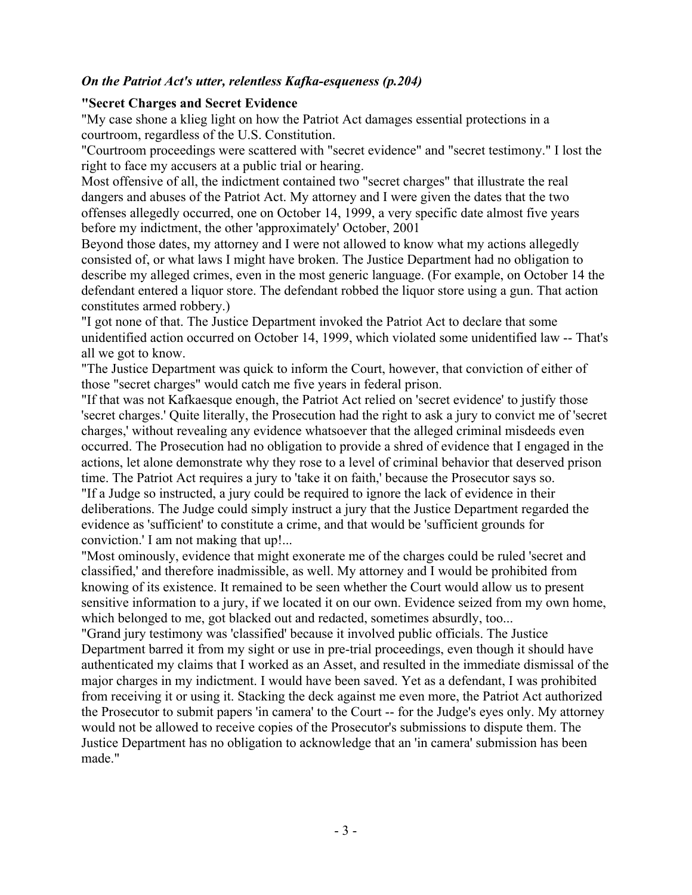### *On the Patriot Act's utter, relentless Kafka-esqueness (p.204)*

**"Secret Charges and Secret Evidence**

"My case shone a klieg light on how the Patriot Act damages essential protections in a courtroom, regardless of the U.S. Constitution.

"Courtroom proceedings were scattered with "secret evidence" and "secret testimony." I lost the right to face my accusers at a public trial or hearing.

Most offensive of all, the indictment contained two "secret charges" that illustrate the real dangers and abuses of the Patriot Act. My attorney and I were given the dates that the two offenses allegedly occurred, one on October 14, 1999, a very specific date almost five years before my indictment, the other 'approximately' October, 2001

Beyond those dates, my attorney and I were not allowed to know what my actions allegedly consisted of, or what laws I might have broken. The Justice Department had no obligation to describe my alleged crimes, even in the most generic language. (For example, on October 14 the defendant entered a liquor store. The defendant robbed the liquor store using a gun. That action constitutes armed robbery.)

"I got none of that. The Justice Department invoked the Patriot Act to declare that some unidentified action occurred on October 14, 1999, which violated some unidentified law -- That's all we got to know.

"The Justice Department was quick to inform the Court, however, that conviction of either of those "secret charges" would catch me five years in federal prison.

"If that was not Kafkaesque enough, the Patriot Act relied on 'secret evidence' to justify those 'secret charges.' Quite literally, the Prosecution had the right to ask a jury to convict me of 'secret charges,' without revealing any evidence whatsoever that the alleged criminal misdeeds even occurred. The Prosecution had no obligation to provide a shred of evidence that I engaged in the actions, let alone demonstrate why they rose to a level of criminal behavior that deserved prison time. The Patriot Act requires a jury to 'take it on faith,' because the Prosecutor says so.

"If a Judge so instructed, a jury could be required to ignore the lack of evidence in their deliberations. The Judge could simply instruct a jury that the Justice Department regarded the evidence as 'sufficient' to constitute a crime, and that would be 'sufficient grounds for conviction.' I am not making that up!...

"Most ominously, evidence that might exonerate me of the charges could be ruled 'secret and classified,' and therefore inadmissible, as well. My attorney and I would be prohibited from knowing of its existence. It remained to be seen whether the Court would allow us to present sensitive information to a jury, if we located it on our own. Evidence seized from my own home, which belonged to me, got blacked out and redacted, sometimes absurdly, too...

"Grand jury testimony was 'classified' because it involved public officials. The Justice Department barred it from my sight or use in pre-trial proceedings, even though it should have authenticated my claims that I worked as an Asset, and resulted in the immediate dismissal of the major charges in my indictment. I would have been saved. Yet as a defendant, I was prohibited from receiving it or using it. Stacking the deck against me even more, the Patriot Act authorized the Prosecutor to submit papers 'in camera' to the Court -- for the Judge's eyes only. My attorney would not be allowed to receive copies of the Prosecutor's submissions to dispute them. The Justice Department has no obligation to acknowledge that an 'in camera' submission has been made."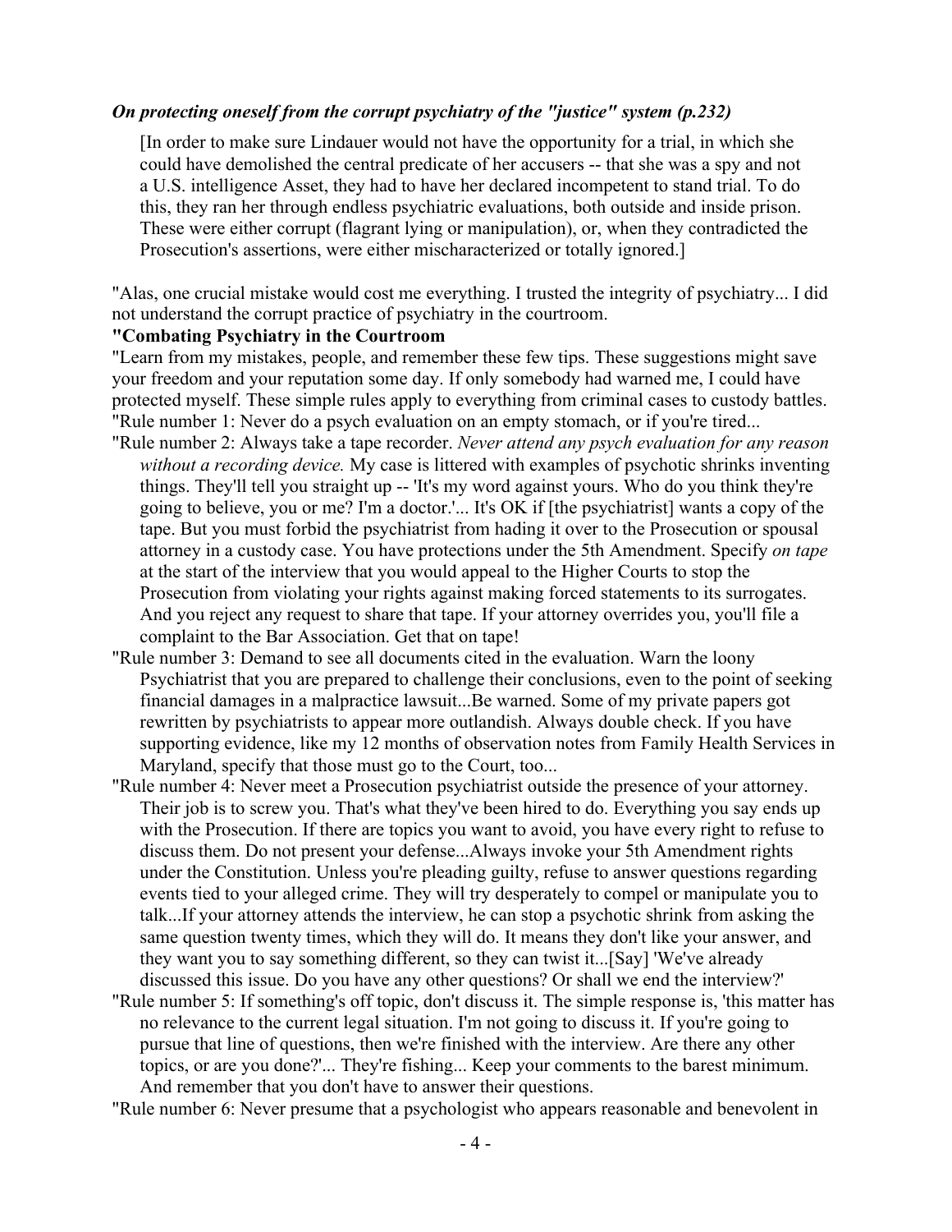***On protecting oneself from the corrupt psychiatry of the "justice" system (p.232)***

> [In order to make sure Lindauer would not have the opportunity for a trial, in which she could have demolished the central predicate of her accusers -- that she was a spy and not a U.S. intelligence Asset, they had to have her declared incompetent to stand trial. To do this, they ran her through endless psychiatric evaluations, both outside and inside prison. These were either corrupt (flagrant lying or manipulation), or, when they contradicted the Prosecution's assertions, were either mischaracterized or totally ignored.]

"Alas, one crucial mistake would cost me everything. I trusted the integrity of psychiatry... I did not understand the corrupt practice of psychiatry in the courtroom.

**"Combating Psychiatry in the Courtroom**

"Learn from my mistakes, people, and remember these few tips. These suggestions might save your freedom and your reputation some day. If only somebody had warned me, I could have protected myself. These simple rules apply to everything from criminal cases to custody battles.

"Rule number 1: Never do a psych evaluation on an empty stomach, or if you're tired...

"Rule number 2: Always take a tape recorder. *Never attend any psych evaluation for any reason without a recording device.* My case is littered with examples of psychotic shrinks inventing things. They'll tell you straight up -- 'It's my word against yours. Who do you think they're going to believe, you or me? I'm a doctor.'... It's OK if [the psychiatrist] wants a copy of the tape. But you must forbid the psychiatrist from hading it over to the Prosecution or spousal attorney in a custody case. You have protections under the 5th Amendment. Specify *on tape* at the start of the interview that you would appeal to the Higher Courts to stop the Prosecution from violating your rights against making forced statements to its surrogates. And you reject any request to share that tape. If your attorney overrides you, you'll file a complaint to the Bar Association. Get that on tape!

"Rule number 3: Demand to see all documents cited in the evaluation. Warn the loony Psychiatrist that you are prepared to challenge their conclusions, even to the point of seeking financial damages in a malpractice lawsuit...Be warned. Some of my private papers got rewritten by psychiatrists to appear more outlandish. Always double check. If you have supporting evidence, like my 12 months of observation notes from Family Health Services in Maryland, specify that those must go to the Court, too...

"Rule number 4: Never meet a Prosecution psychiatrist outside the presence of your attorney. Their job is to screw you. That's what they've been hired to do. Everything you say ends up with the Prosecution. If there are topics you want to avoid, you have every right to refuse to discuss them. Do not present your defense...Always invoke your 5th Amendment rights under the Constitution. Unless you're pleading guilty, refuse to answer questions regarding events tied to your alleged crime. They will try desperately to compel or manipulate you to talk...If your attorney attends the interview, he can stop a psychotic shrink from asking the same question twenty times, which they will do. It means they don't like your answer, and they want you to say something different, so they can twist it...[Say] 'We've already discussed this issue. Do you have any other questions? Or shall we end the interview?'

"Rule number 5: If something's off topic, don't discuss it. The simple response is, 'this matter has no relevance to the current legal situation. I'm not going to discuss it. If you're going to pursue that line of questions, then we're finished with the interview. Are there any other topics, or are you done?'... They're fishing... Keep your comments to the barest minimum. And remember that you don't have to answer their questions.

"Rule number 6: Never presume that a psychologist who appears reasonable and benevolent in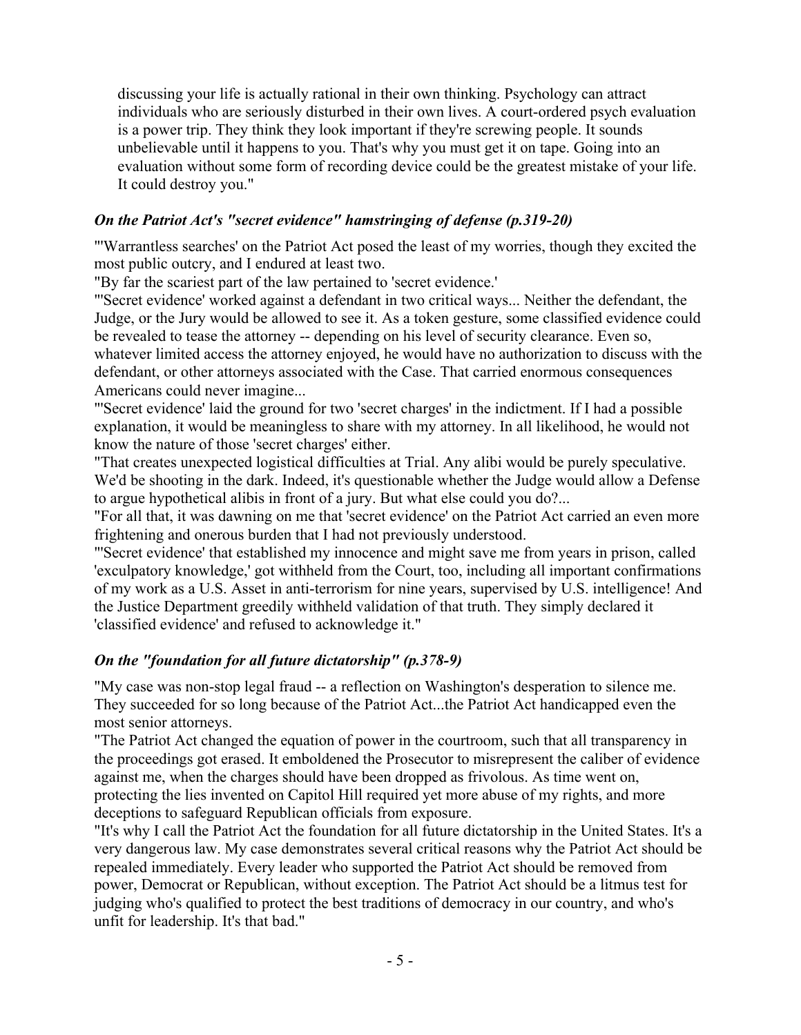discussing your life is actually rational in their own thinking. Psychology can attract individuals who are seriously disturbed in their own lives. A court-ordered psych evaluation is a power trip. They think they look important if they're screwing people. It sounds unbelievable until it happens to you. That's why you must get it on tape. Going into an evaluation without some form of recording device could be the greatest mistake of your life. It could destroy you."

### *On the Patriot Act's "secret evidence" hamstringing of defense (p.319-20)*

"'Warrantless searches' on the Patriot Act posed the least of my worries, though they excited the most public outcry, and I endured at least two.

"By far the scariest part of the law pertained to 'secret evidence.'

"'Secret evidence' worked against a defendant in two critical ways... Neither the defendant, the Judge, or the Jury would be allowed to see it. As a token gesture, some classified evidence could be revealed to tease the attorney -- depending on his level of security clearance. Even so, whatever limited access the attorney enjoyed, he would have no authorization to discuss with the defendant, or other attorneys associated with the Case. That carried enormous consequences Americans could never imagine...

"'Secret evidence' laid the ground for two 'secret charges' in the indictment. If I had a possible explanation, it would be meaningless to share with my attorney. In all likelihood, he would not know the nature of those 'secret charges' either.

"That creates unexpected logistical difficulties at Trial. Any alibi would be purely speculative. We'd be shooting in the dark. Indeed, it's questionable whether the Judge would allow a Defense to argue hypothetical alibis in front of a jury. But what else could you do?...

"For all that, it was dawning on me that 'secret evidence' on the Patriot Act carried an even more frightening and onerous burden that I had not previously understood.

"'Secret evidence' that established my innocence and might save me from years in prison, called 'exculpatory knowledge,' got withheld from the Court, too, including all important confirmations of my work as a U.S. Asset in anti-terrorism for nine years, supervised by U.S. intelligence! And the Justice Department greedily withheld validation of that truth. They simply declared it 'classified evidence' and refused to acknowledge it."

### *On the "foundation for all future dictatorship" (p.378-9)*

"My case was non-stop legal fraud -- a reflection on Washington's desperation to silence me. They succeeded for so long because of the Patriot Act...the Patriot Act handicapped even the most senior attorneys.

"The Patriot Act changed the equation of power in the courtroom, such that all transparency in the proceedings got erased. It emboldened the Prosecutor to misrepresent the caliber of evidence against me, when the charges should have been dropped as frivolous. As time went on, protecting the lies invented on Capitol Hill required yet more abuse of my rights, and more deceptions to safeguard Republican officials from exposure.

"It's why I call the Patriot Act the foundation for all future dictatorship in the United States. It's a very dangerous law. My case demonstrates several critical reasons why the Patriot Act should be repealed immediately. Every leader who supported the Patriot Act should be removed from power, Democrat or Republican, without exception. The Patriot Act should be a litmus test for judging who's qualified to protect the best traditions of democracy in our country, and who's unfit for leadership. It's that bad."